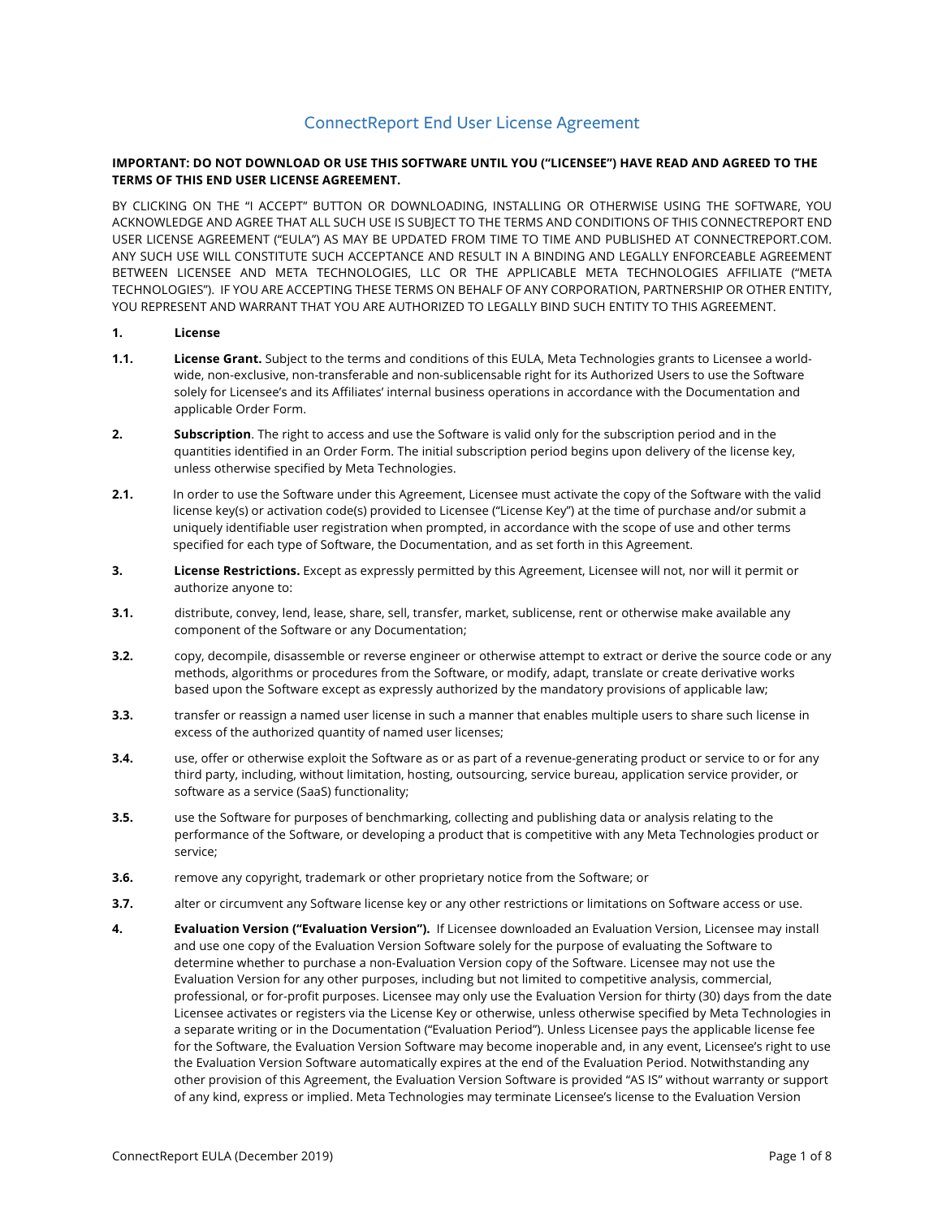# ConnectReport End User License Agreement

**IMPORTANT: DO NOT DOWNLOAD OR USE THIS SOFTWARE UNTIL YOU ("LICENSEE") HAVE READ AND AGREED TO THE TERMS OF THIS END USER LICENSE AGREEMENT.**

BY CLICKING ON THE "I ACCEPT" BUTTON OR DOWNLOADING, INSTALLING OR OTHERWISE USING THE SOFTWARE, YOU ACKNOWLEDGE AND AGREE THAT ALL SUCH USE IS SUBJECT TO THE TERMS AND CONDITIONS OF THIS CONNECTREPORT END USER LICENSE AGREEMENT ("EULA") AS MAY BE UPDATED FROM TIME TO TIME AND PUBLISHED AT CONNECTREPORT.COM. ANY SUCH USE WILL CONSTITUTE SUCH ACCEPTANCE AND RESULT IN A BINDING AND LEGALLY ENFORCEABLE AGREEMENT BETWEEN LICENSEE AND META TECHNOLOGIES, LLC OR THE APPLICABLE META TECHNOLOGIES AFFILIATE ("META TECHNOLOGIES"). IF YOU ARE ACCEPTING THESE TERMS ON BEHALF OF ANY CORPORATION, PARTNERSHIP OR OTHER ENTITY, YOU REPRESENT AND WARRANT THAT YOU ARE AUTHORIZED TO LEGALLY BIND SUCH ENTITY TO THIS AGREEMENT.

**1. License**

**1.1. License Grant.** Subject to the terms and conditions of this EULA, Meta Technologies grants to Licensee a world-wide, non-exclusive, non-transferable and non-sublicensable right for its Authorized Users to use the Software solely for Licensee's and its Affiliates' internal business operations in accordance with the Documentation and applicable Order Form.

**2. Subscription**. The right to access and use the Software is valid only for the subscription period and in the quantities identified in an Order Form. The initial subscription period begins upon delivery of the license key, unless otherwise specified by Meta Technologies.

**2.1.** In order to use the Software under this Agreement, Licensee must activate the copy of the Software with the valid license key(s) or activation code(s) provided to Licensee ("License Key") at the time of purchase and/or submit a uniquely identifiable user registration when prompted, in accordance with the scope of use and other terms specified for each type of Software, the Documentation, and as set forth in this Agreement.

**3. License Restrictions.** Except as expressly permitted by this Agreement, Licensee will not, nor will it permit or authorize anyone to:

**3.1.** distribute, convey, lend, lease, share, sell, transfer, market, sublicense, rent or otherwise make available any component of the Software or any Documentation;

**3.2.** copy, decompile, disassemble or reverse engineer or otherwise attempt to extract or derive the source code or any methods, algorithms or procedures from the Software, or modify, adapt, translate or create derivative works based upon the Software except as expressly authorized by the mandatory provisions of applicable law;

**3.3.** transfer or reassign a named user license in such a manner that enables multiple users to share such license in excess of the authorized quantity of named user licenses;

**3.4.** use, offer or otherwise exploit the Software as or as part of a revenue-generating product or service to or for any third party, including, without limitation, hosting, outsourcing, service bureau, application service provider, or software as a service (SaaS) functionality;

**3.5.** use the Software for purposes of benchmarking, collecting and publishing data or analysis relating to the performance of the Software, or developing a product that is competitive with any Meta Technologies product or service;

**3.6.** remove any copyright, trademark or other proprietary notice from the Software; or

**3.7.** alter or circumvent any Software license key or any other restrictions or limitations on Software access or use.

**4. Evaluation Version ("Evaluation Version").** If Licensee downloaded an Evaluation Version, Licensee may install and use one copy of the Evaluation Version Software solely for the purpose of evaluating the Software to determine whether to purchase a non-Evaluation Version copy of the Software. Licensee may not use the Evaluation Version for any other purposes, including but not limited to competitive analysis, commercial, professional, or for-profit purposes. Licensee may only use the Evaluation Version for thirty (30) days from the date Licensee activates or registers via the License Key or otherwise, unless otherwise specified by Meta Technologies in a separate writing or in the Documentation ("Evaluation Period"). Unless Licensee pays the applicable license fee for the Software, the Evaluation Version Software may become inoperable and, in any event, Licensee's right to use the Evaluation Version Software automatically expires at the end of the Evaluation Period. Notwithstanding any other provision of this Agreement, the Evaluation Version Software is provided "AS IS" without warranty or support of any kind, express or implied. Meta Technologies may terminate Licensee's license to the Evaluation Version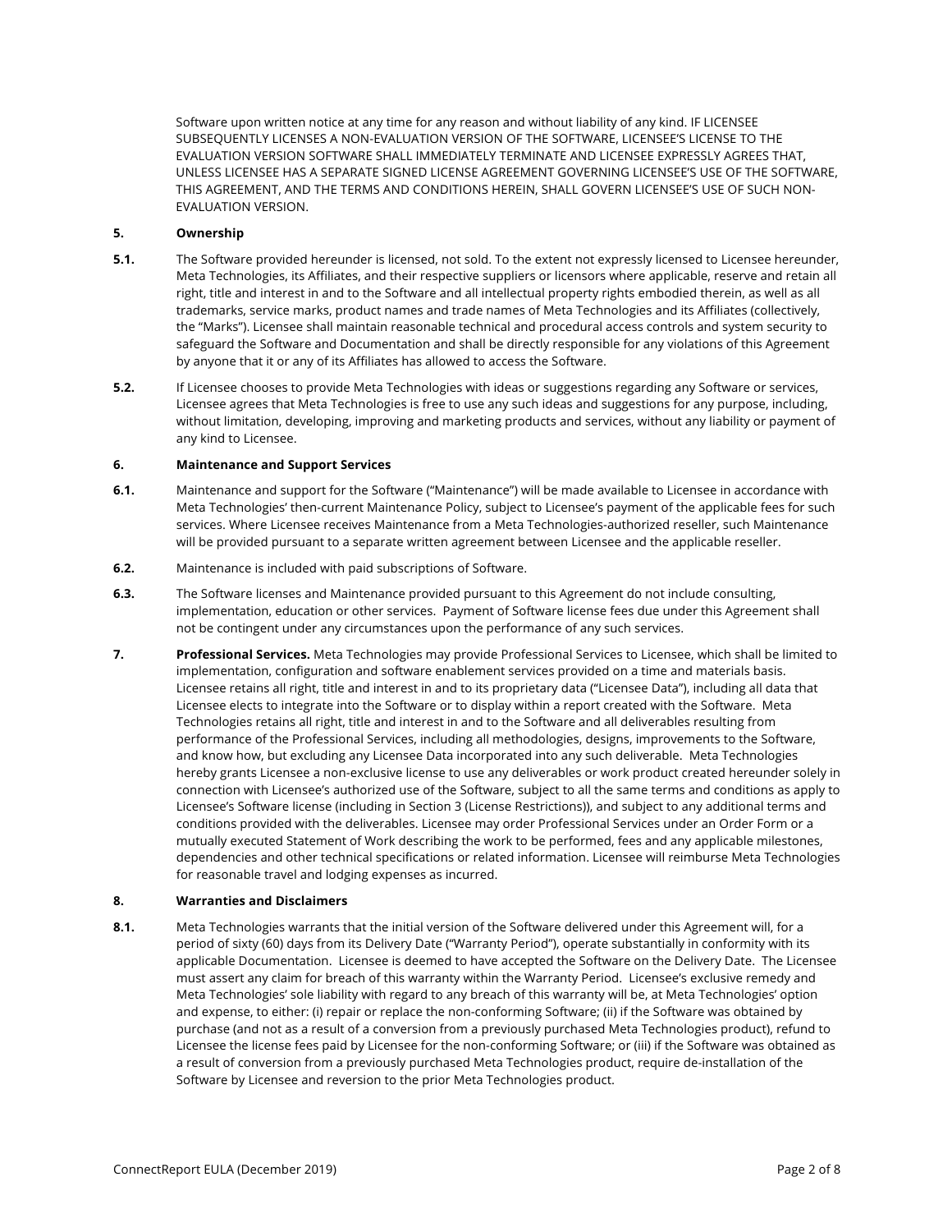Software upon written notice at any time for any reason and without liability of any kind. IF LICENSEE SUBSEQUENTLY LICENSES A NON-EVALUATION VERSION OF THE SOFTWARE, LICENSEE'S LICENSE TO THE EVALUATION VERSION SOFTWARE SHALL IMMEDIATELY TERMINATE AND LICENSEE EXPRESSLY AGREES THAT, UNLESS LICENSEE HAS A SEPARATE SIGNED LICENSE AGREEMENT GOVERNING LICENSEE'S USE OF THE SOFTWARE, THIS AGREEMENT, AND THE TERMS AND CONDITIONS HEREIN, SHALL GOVERN LICENSEE'S USE OF SUCH NON-EVALUATION VERSION.

**5. Ownership**

**5.1.** The Software provided hereunder is licensed, not sold. To the extent not expressly licensed to Licensee hereunder, Meta Technologies, its Affiliates, and their respective suppliers or licensors where applicable, reserve and retain all right, title and interest in and to the Software and all intellectual property rights embodied therein, as well as all trademarks, service marks, product names and trade names of Meta Technologies and its Affiliates (collectively, the "Marks"). Licensee shall maintain reasonable technical and procedural access controls and system security to safeguard the Software and Documentation and shall be directly responsible for any violations of this Agreement by anyone that it or any of its Affiliates has allowed to access the Software.

**5.2.** If Licensee chooses to provide Meta Technologies with ideas or suggestions regarding any Software or services, Licensee agrees that Meta Technologies is free to use any such ideas and suggestions for any purpose, including, without limitation, developing, improving and marketing products and services, without any liability or payment of any kind to Licensee.

**6. Maintenance and Support Services**

**6.1.** Maintenance and support for the Software ("Maintenance") will be made available to Licensee in accordance with Meta Technologies' then-current Maintenance Policy, subject to Licensee's payment of the applicable fees for such services. Where Licensee receives Maintenance from a Meta Technologies-authorized reseller, such Maintenance will be provided pursuant to a separate written agreement between Licensee and the applicable reseller.

**6.2.** Maintenance is included with paid subscriptions of Software.

**6.3.** The Software licenses and Maintenance provided pursuant to this Agreement do not include consulting, implementation, education or other services. Payment of Software license fees due under this Agreement shall not be contingent under any circumstances upon the performance of any such services.

**7. Professional Services.** Meta Technologies may provide Professional Services to Licensee, which shall be limited to implementation, configuration and software enablement services provided on a time and materials basis. Licensee retains all right, title and interest in and to its proprietary data ("Licensee Data"), including all data that Licensee elects to integrate into the Software or to display within a report created with the Software. Meta Technologies retains all right, title and interest in and to the Software and all deliverables resulting from performance of the Professional Services, including all methodologies, designs, improvements to the Software, and know how, but excluding any Licensee Data incorporated into any such deliverable. Meta Technologies hereby grants Licensee a non-exclusive license to use any deliverables or work product created hereunder solely in connection with Licensee's authorized use of the Software, subject to all the same terms and conditions as apply to Licensee's Software license (including in Section 3 (License Restrictions)), and subject to any additional terms and conditions provided with the deliverables. Licensee may order Professional Services under an Order Form or a mutually executed Statement of Work describing the work to be performed, fees and any applicable milestones, dependencies and other technical specifications or related information. Licensee will reimburse Meta Technologies for reasonable travel and lodging expenses as incurred.

**8. Warranties and Disclaimers**

**8.1.** Meta Technologies warrants that the initial version of the Software delivered under this Agreement will, for a period of sixty (60) days from its Delivery Date ("Warranty Period"), operate substantially in conformity with its applicable Documentation. Licensee is deemed to have accepted the Software on the Delivery Date. The Licensee must assert any claim for breach of this warranty within the Warranty Period. Licensee's exclusive remedy and Meta Technologies' sole liability with regard to any breach of this warranty will be, at Meta Technologies' option and expense, to either: (i) repair or replace the non-conforming Software; (ii) if the Software was obtained by purchase (and not as a result of a conversion from a previously purchased Meta Technologies product), refund to Licensee the license fees paid by Licensee for the non-conforming Software; or (iii) if the Software was obtained as a result of conversion from a previously purchased Meta Technologies product, require de-installation of the Software by Licensee and reversion to the prior Meta Technologies product.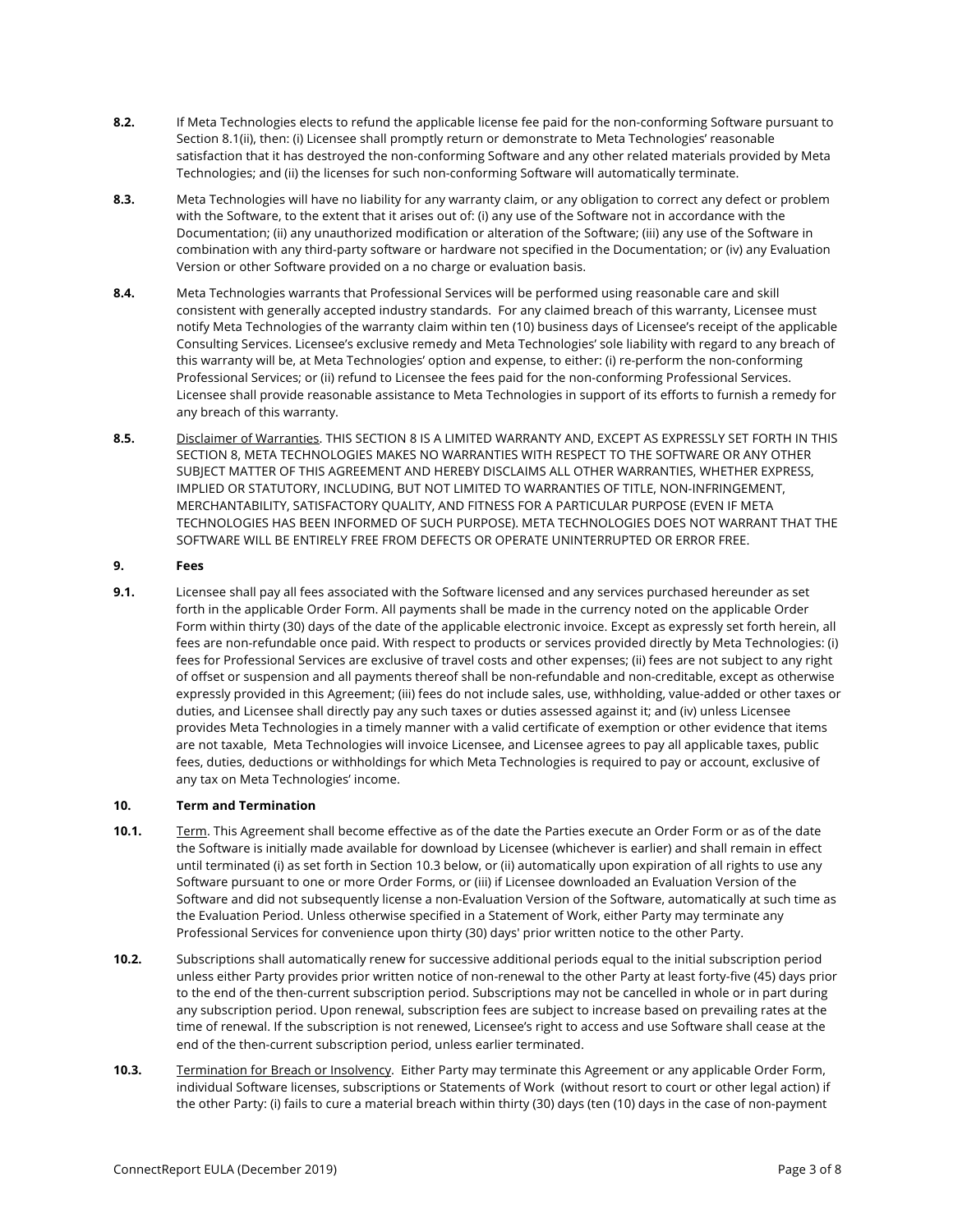**8.2.** If Meta Technologies elects to refund the applicable license fee paid for the non-conforming Software pursuant to Section 8.1(ii), then: (i) Licensee shall promptly return or demonstrate to Meta Technologies' reasonable satisfaction that it has destroyed the non-conforming Software and any other related materials provided by Meta Technologies; and (ii) the licenses for such non-conforming Software will automatically terminate.

**8.3.** Meta Technologies will have no liability for any warranty claim, or any obligation to correct any defect or problem with the Software, to the extent that it arises out of: (i) any use of the Software not in accordance with the Documentation; (ii) any unauthorized modification or alteration of the Software; (iii) any use of the Software in combination with any third-party software or hardware not specified in the Documentation; or (iv) any Evaluation Version or other Software provided on a no charge or evaluation basis.

**8.4.** Meta Technologies warrants that Professional Services will be performed using reasonable care and skill consistent with generally accepted industry standards. For any claimed breach of this warranty, Licensee must notify Meta Technologies of the warranty claim within ten (10) business days of Licensee's receipt of the applicable Consulting Services. Licensee's exclusive remedy and Meta Technologies' sole liability with regard to any breach of this warranty will be, at Meta Technologies' option and expense, to either: (i) re-perform the non-conforming Professional Services; or (ii) refund to Licensee the fees paid for the non-conforming Professional Services. Licensee shall provide reasonable assistance to Meta Technologies in support of its efforts to furnish a remedy for any breach of this warranty.

**8.5.** Disclaimer of Warranties. THIS SECTION 8 IS A LIMITED WARRANTY AND, EXCEPT AS EXPRESSLY SET FORTH IN THIS SECTION 8, META TECHNOLOGIES MAKES NO WARRANTIES WITH RESPECT TO THE SOFTWARE OR ANY OTHER SUBJECT MATTER OF THIS AGREEMENT AND HEREBY DISCLAIMS ALL OTHER WARRANTIES, WHETHER EXPRESS, IMPLIED OR STATUTORY, INCLUDING, BUT NOT LIMITED TO WARRANTIES OF TITLE, NON-INFRINGEMENT, MERCHANTABILITY, SATISFACTORY QUALITY, AND FITNESS FOR A PARTICULAR PURPOSE (EVEN IF META TECHNOLOGIES HAS BEEN INFORMED OF SUCH PURPOSE). META TECHNOLOGIES DOES NOT WARRANT THAT THE SOFTWARE WILL BE ENTIRELY FREE FROM DEFECTS OR OPERATE UNINTERRUPTED OR ERROR FREE.

## 9. Fees

**9.1.** Licensee shall pay all fees associated with the Software licensed and any services purchased hereunder as set forth in the applicable Order Form. All payments shall be made in the currency noted on the applicable Order Form within thirty (30) days of the date of the applicable electronic invoice. Except as expressly set forth herein, all fees are non-refundable once paid. With respect to products or services provided directly by Meta Technologies: (i) fees for Professional Services are exclusive of travel costs and other expenses; (ii) fees are not subject to any right of offset or suspension and all payments thereof shall be non-refundable and non-creditable, except as otherwise expressly provided in this Agreement; (iii) fees do not include sales, use, withholding, value-added or other taxes or duties, and Licensee shall directly pay any such taxes or duties assessed against it; and (iv) unless Licensee provides Meta Technologies in a timely manner with a valid certificate of exemption or other evidence that items are not taxable, Meta Technologies will invoice Licensee, and Licensee agrees to pay all applicable taxes, public fees, duties, deductions or withholdings for which Meta Technologies is required to pay or account, exclusive of any tax on Meta Technologies' income.

## 10. Term and Termination

**10.1.** Term. This Agreement shall become effective as of the date the Parties execute an Order Form or as of the date the Software is initially made available for download by Licensee (whichever is earlier) and shall remain in effect until terminated (i) as set forth in Section 10.3 below, or (ii) automatically upon expiration of all rights to use any Software pursuant to one or more Order Forms, or (iii) if Licensee downloaded an Evaluation Version of the Software and did not subsequently license a non-Evaluation Version of the Software, automatically at such time as the Evaluation Period. Unless otherwise specified in a Statement of Work, either Party may terminate any Professional Services for convenience upon thirty (30) days' prior written notice to the other Party.

**10.2.** Subscriptions shall automatically renew for successive additional periods equal to the initial subscription period unless either Party provides prior written notice of non-renewal to the other Party at least forty-five (45) days prior to the end of the then-current subscription period. Subscriptions may not be cancelled in whole or in part during any subscription period. Upon renewal, subscription fees are subject to increase based on prevailing rates at the time of renewal. If the subscription is not renewed, Licensee's right to access and use Software shall cease at the end of the then-current subscription period, unless earlier terminated.

**10.3.** Termination for Breach or Insolvency. Either Party may terminate this Agreement or any applicable Order Form, individual Software licenses, subscriptions or Statements of Work (without resort to court or other legal action) if the other Party: (i) fails to cure a material breach within thirty (30) days (ten (10) days in the case of non-payment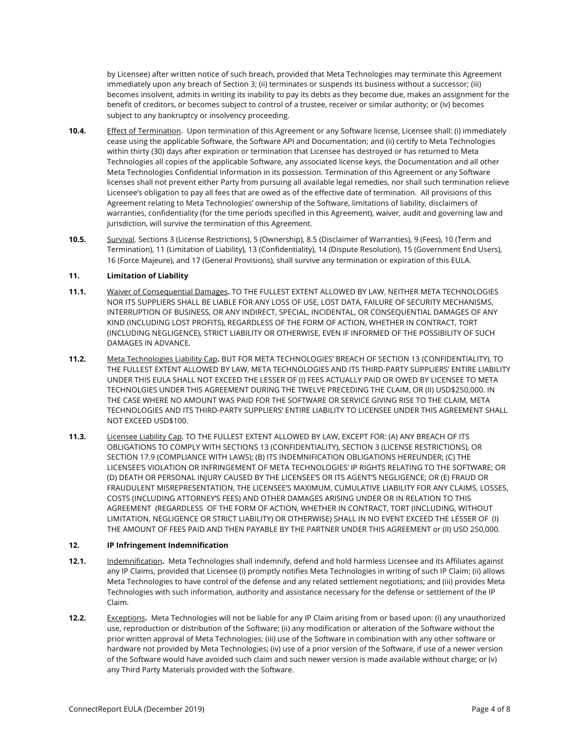by Licensee) after written notice of such breach, provided that Meta Technologies may terminate this Agreement immediately upon any breach of Section 3; (ii) terminates or suspends its business without a successor; (iii) becomes insolvent, admits in writing its inability to pay its debts as they become due, makes an assignment for the benefit of creditors, or becomes subject to control of a trustee, receiver or similar authority; or (iv) becomes subject to any bankruptcy or insolvency proceeding.

**10.4.** Effect of Termination. Upon termination of this Agreement or any Software license, Licensee shall: (i) immediately cease using the applicable Software, the Software API and Documentation; and (ii) certify to Meta Technologies within thirty (30) days after expiration or termination that Licensee has destroyed or has returned to Meta Technologies all copies of the applicable Software, any associated license keys, the Documentation and all other Meta Technologies Confidential Information in its possession. Termination of this Agreement or any Software licenses shall not prevent either Party from pursuing all available legal remedies, nor shall such termination relieve Licensee's obligation to pay all fees that are owed as of the effective date of termination. All provisions of this Agreement relating to Meta Technologies' ownership of the Software, limitations of liability, disclaimers of warranties, confidentiality (for the time periods specified in this Agreement), waiver, audit and governing law and jurisdiction, will survive the termination of this Agreement.

**10.5.** Survival. Sections 3 (License Restrictions), 5 (Ownership), 8.5 (Disclaimer of Warranties), 9 (Fees), 10 (Term and Termination), 11 (Limitation of Liability), 13 (Confidentiality), 14 (Dispute Resolution), 15 (Government End Users), 16 (Force Majeure), and 17 (General Provisions), shall survive any termination or expiration of this EULA.

**11. Limitation of Liability**

**11.1.** Waiver of Consequential Damages**.** TO THE FULLEST EXTENT ALLOWED BY LAW, NEITHER META TECHNOLOGIES NOR ITS SUPPLIERS SHALL BE LIABLE FOR ANY LOSS OF USE, LOST DATA, FAILURE OF SECURITY MECHANISMS, INTERRUPTION OF BUSINESS, OR ANY INDIRECT, SPECIAL, INCIDENTAL, OR CONSEQUENTIAL DAMAGES OF ANY KIND (INCLUDING LOST PROFITS), REGARDLESS OF THE FORM OF ACTION, WHETHER IN CONTRACT, TORT (INCLUDING NEGLIGENCE), STRICT LIABILITY OR OTHERWISE, EVEN IF INFORMED OF THE POSSIBILITY OF SUCH DAMAGES IN ADVANCE.

**11.2.** Meta Technologies Liability Cap**.** BUT FOR META TECHNOLOGIES' BREACH OF SECTION 13 (CONFIDENTIALITY), TO THE FULLEST EXTENT ALLOWED BY LAW, META TECHNOLOGIES AND ITS THIRD-PARTY SUPPLIERS' ENTIRE LIABILITY UNDER THIS EULA SHALL NOT EXCEED THE LESSER OF (I) FEES ACTUALLY PAID OR OWED BY LICENSEE TO META TECHNOLGIES UNDER THIS AGREEMENT DURING THE TWELVE PRECEDING THE CLAIM, OR (II) USD$250,000. IN THE CASE WHERE NO AMOUNT WAS PAID FOR THE SOFTWARE OR SERVICE GIVING RISE TO THE CLAIM, META TECHNOLOGIES AND ITS THIRD-PARTY SUPPLIERS' ENTIRE LIABILITY TO LICENSEE UNDER THIS AGREEMENT SHALL NOT EXCEED USD$100.

**11.3.** Licensee Liability Cap. TO THE FULLEST EXTENT ALLOWED BY LAW, EXCEPT FOR: (A) ANY BREACH OF ITS OBLIGATIONS TO COMPLY WITH SECTIONS 13 (CONFIDENTIALITY), SECTION 3 (LICENSE RESTRICTIONS), OR SECTION 17.9 (COMPLIANCE WITH LAWS); (B) ITS INDEMNIFICATION OBLIGATIONS HEREUNDER; (C) THE LICENSEE'S VIOLATION OR INFRINGEMENT OF META TECHNOLOGIES' IP RIGHTS RELATING TO THE SOFTWARE; OR (D) DEATH OR PERSONAL INJURY CAUSED BY THE LICENSEE'S OR ITS AGENT'S NEGLIGENCE; OR (E) FRAUD OR FRAUDULENT MISREPRESENTATION, THE LICENSEE'S MAXIMUM, CUMULATIVE LIABILITY FOR ANY CLAIMS, LOSSES, COSTS (INCLUDING ATTORNEY'S FEES) AND OTHER DAMAGES ARISING UNDER OR IN RELATION TO THIS AGREEMENT (REGARDLESS OF THE FORM OF ACTION, WHETHER IN CONTRACT, TORT (INCLUDING, WITHOUT LIMITATION, NEGLIGENCE OR STRICT LIABILITY) OR OTHERWISE) SHALL IN NO EVENT EXCEED THE LESSER OF (I) THE AMOUNT OF FEES PAID AND THEN PAYABLE BY THE PARTNER UNDER THIS AGREEMENT or (II) USD 250,000.

**12. IP Infringement Indemnification**

**12.1.** Indemnification**.** Meta Technologies shall indemnify, defend and hold harmless Licensee and its Affiliates against any IP Claims, provided that Licensee (i) promptly notifies Meta Technologies in writing of such IP Claim; (ii) allows Meta Technologies to have control of the defense and any related settlement negotiations; and (iii) provides Meta Technologies with such information, authority and assistance necessary for the defense or settlement of the IP Claim.

**12.2.** Exceptions**.** Meta Technologies will not be liable for any IP Claim arising from or based upon: (i) any unauthorized use, reproduction or distribution of the Software; (ii) any modification or alteration of the Software without the prior written approval of Meta Technologies; (iii) use of the Software in combination with any other software or hardware not provided by Meta Technologies; (iv) use of a prior version of the Software, if use of a newer version of the Software would have avoided such claim and such newer version is made available without charge; or (v) any Third Party Materials provided with the Software.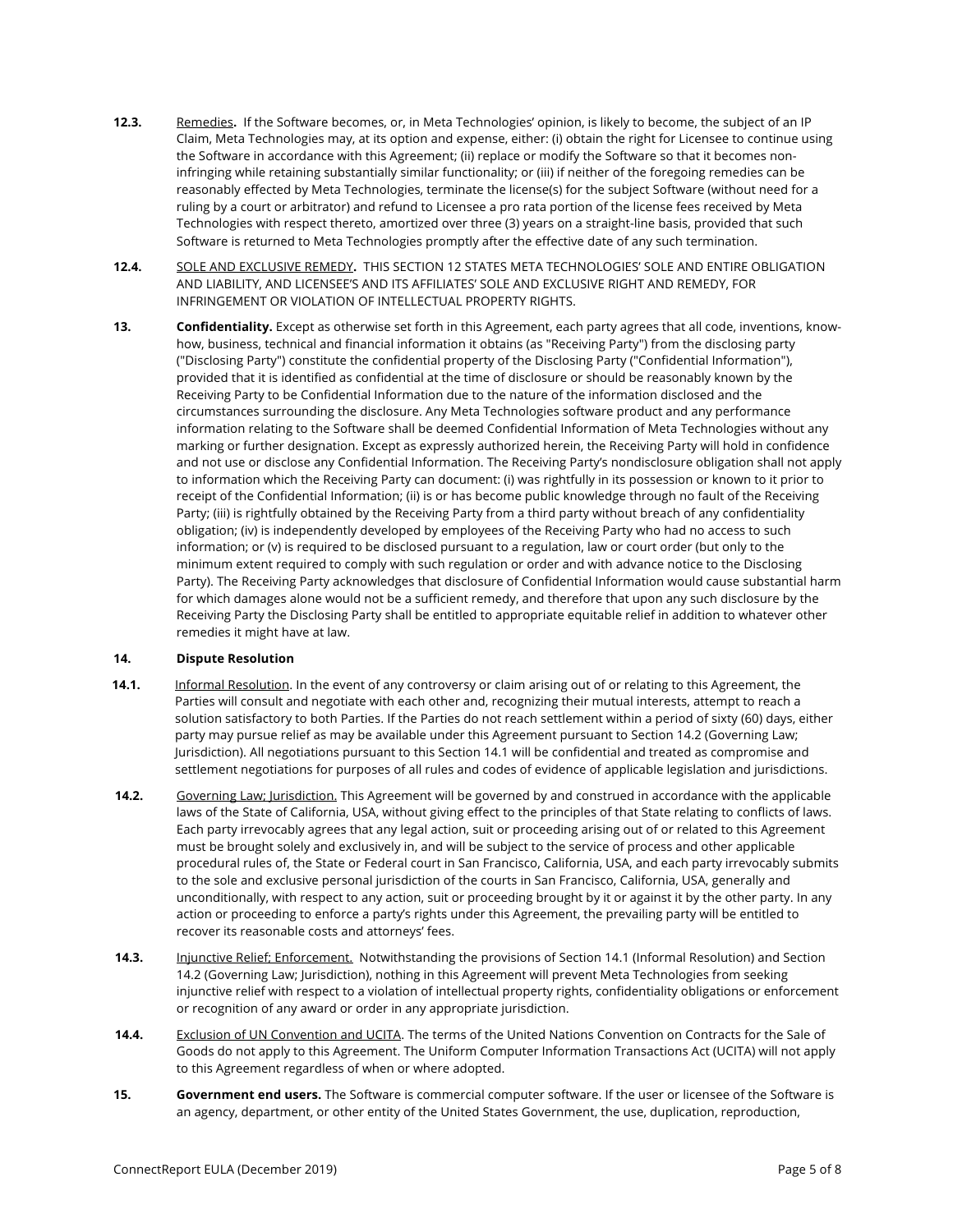**12.3.** Remedies**.** If the Software becomes, or, in Meta Technologies' opinion, is likely to become, the subject of an IP Claim, Meta Technologies may, at its option and expense, either: (i) obtain the right for Licensee to continue using the Software in accordance with this Agreement; (ii) replace or modify the Software so that it becomes non-infringing while retaining substantially similar functionality; or (iii) if neither of the foregoing remedies can be reasonably effected by Meta Technologies, terminate the license(s) for the subject Software (without need for a ruling by a court or arbitrator) and refund to Licensee a pro rata portion of the license fees received by Meta Technologies with respect thereto, amortized over three (3) years on a straight-line basis, provided that such Software is returned to Meta Technologies promptly after the effective date of any such termination.

**12.4.** SOLE AND EXCLUSIVE REMEDY**.** THIS SECTION 12 STATES META TECHNOLOGIES' SOLE AND ENTIRE OBLIGATION AND LIABILITY, AND LICENSEE'S AND ITS AFFILIATES' SOLE AND EXCLUSIVE RIGHT AND REMEDY, FOR INFRINGEMENT OR VIOLATION OF INTELLECTUAL PROPERTY RIGHTS.

**13.** **Confidentiality.** Except as otherwise set forth in this Agreement, each party agrees that all code, inventions, know-how, business, technical and financial information it obtains (as "Receiving Party") from the disclosing party ("Disclosing Party") constitute the confidential property of the Disclosing Party ("Confidential Information"), provided that it is identified as confidential at the time of disclosure or should be reasonably known by the Receiving Party to be Confidential Information due to the nature of the information disclosed and the circumstances surrounding the disclosure. Any Meta Technologies software product and any performance information relating to the Software shall be deemed Confidential Information of Meta Technologies without any marking or further designation. Except as expressly authorized herein, the Receiving Party will hold in confidence and not use or disclose any Confidential Information. The Receiving Party's nondisclosure obligation shall not apply to information which the Receiving Party can document: (i) was rightfully in its possession or known to it prior to receipt of the Confidential Information; (ii) is or has become public knowledge through no fault of the Receiving Party; (iii) is rightfully obtained by the Receiving Party from a third party without breach of any confidentiality obligation; (iv) is independently developed by employees of the Receiving Party who had no access to such information; or (v) is required to be disclosed pursuant to a regulation, law or court order (but only to the minimum extent required to comply with such regulation or order and with advance notice to the Disclosing Party). The Receiving Party acknowledges that disclosure of Confidential Information would cause substantial harm for which damages alone would not be a sufficient remedy, and therefore that upon any such disclosure by the Receiving Party the Disclosing Party shall be entitled to appropriate equitable relief in addition to whatever other remedies it might have at law.

**14.** **Dispute Resolution**

**14.1.** Informal Resolution. In the event of any controversy or claim arising out of or relating to this Agreement, the Parties will consult and negotiate with each other and, recognizing their mutual interests, attempt to reach a solution satisfactory to both Parties. If the Parties do not reach settlement within a period of sixty (60) days, either party may pursue relief as may be available under this Agreement pursuant to Section 14.2 (Governing Law; Jurisdiction). All negotiations pursuant to this Section 14.1 will be confidential and treated as compromise and settlement negotiations for purposes of all rules and codes of evidence of applicable legislation and jurisdictions.

**14.2.** Governing Law; Jurisdiction. This Agreement will be governed by and construed in accordance with the applicable laws of the State of California, USA, without giving effect to the principles of that State relating to conflicts of laws. Each party irrevocably agrees that any legal action, suit or proceeding arising out of or related to this Agreement must be brought solely and exclusively in, and will be subject to the service of process and other applicable procedural rules of, the State or Federal court in San Francisco, California, USA, and each party irrevocably submits to the sole and exclusive personal jurisdiction of the courts in San Francisco, California, USA, generally and unconditionally, with respect to any action, suit or proceeding brought by it or against it by the other party. In any action or proceeding to enforce a party's rights under this Agreement, the prevailing party will be entitled to recover its reasonable costs and attorneys' fees.

**14.3.** Injunctive Relief; Enforcement. Notwithstanding the provisions of Section 14.1 (Informal Resolution) and Section 14.2 (Governing Law; Jurisdiction), nothing in this Agreement will prevent Meta Technologies from seeking injunctive relief with respect to a violation of intellectual property rights, confidentiality obligations or enforcement or recognition of any award or order in any appropriate jurisdiction.

**14.4.** Exclusion of UN Convention and UCITA. The terms of the United Nations Convention on Contracts for the Sale of Goods do not apply to this Agreement. The Uniform Computer Information Transactions Act (UCITA) will not apply to this Agreement regardless of when or where adopted.

**15.** **Government end users.** The Software is commercial computer software. If the user or licensee of the Software is an agency, department, or other entity of the United States Government, the use, duplication, reproduction,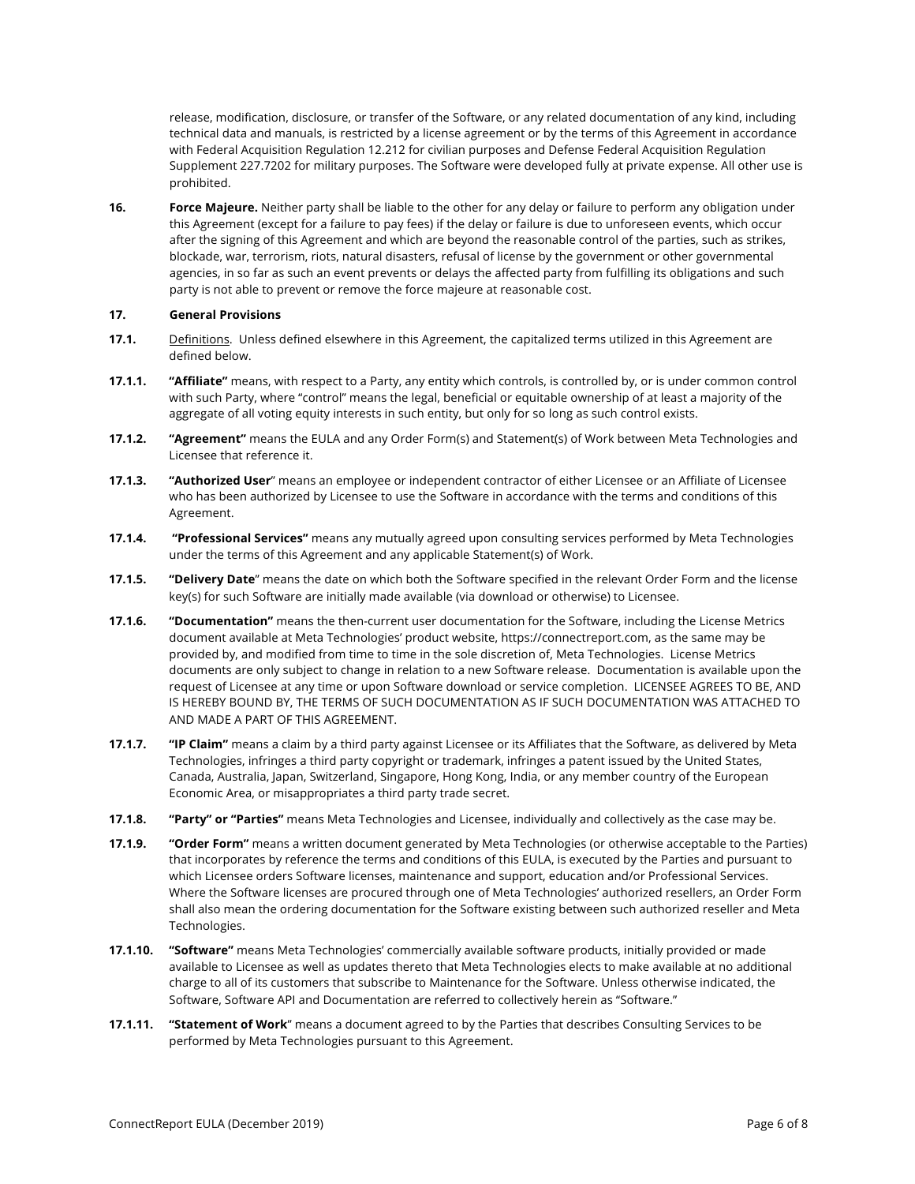release, modification, disclosure, or transfer of the Software, or any related documentation of any kind, including technical data and manuals, is restricted by a license agreement or by the terms of this Agreement in accordance with Federal Acquisition Regulation 12.212 for civilian purposes and Defense Federal Acquisition Regulation Supplement 227.7202 for military purposes. The Software were developed fully at private expense. All other use is prohibited.

**16.** **Force Majeure.** Neither party shall be liable to the other for any delay or failure to perform any obligation under this Agreement (except for a failure to pay fees) if the delay or failure is due to unforeseen events, which occur after the signing of this Agreement and which are beyond the reasonable control of the parties, such as strikes, blockade, war, terrorism, riots, natural disasters, refusal of license by the government or other governmental agencies, in so far as such an event prevents or delays the affected party from fulfilling its obligations and such party is not able to prevent or remove the force majeure at reasonable cost.

**17.** **General Provisions**

**17.1.** Definitions. Unless defined elsewhere in this Agreement, the capitalized terms utilized in this Agreement are defined below.

**17.1.1.** **"Affiliate"** means, with respect to a Party, any entity which controls, is controlled by, or is under common control with such Party, where "control" means the legal, beneficial or equitable ownership of at least a majority of the aggregate of all voting equity interests in such entity, but only for so long as such control exists.

**17.1.2.** **"Agreement"** means the EULA and any Order Form(s) and Statement(s) of Work between Meta Technologies and Licensee that reference it.

**17.1.3.** **"Authorized User**" means an employee or independent contractor of either Licensee or an Affiliate of Licensee who has been authorized by Licensee to use the Software in accordance with the terms and conditions of this Agreement.

**17.1.4.** **"Professional Services"** means any mutually agreed upon consulting services performed by Meta Technologies under the terms of this Agreement and any applicable Statement(s) of Work.

**17.1.5.** **"Delivery Date**" means the date on which both the Software specified in the relevant Order Form and the license key(s) for such Software are initially made available (via download or otherwise) to Licensee.

**17.1.6.** **"Documentation"** means the then-current user documentation for the Software, including the License Metrics document available at Meta Technologies' product website, https://connectreport.com, as the same may be provided by, and modified from time to time in the sole discretion of, Meta Technologies. License Metrics documents are only subject to change in relation to a new Software release. Documentation is available upon the request of Licensee at any time or upon Software download or service completion. LICENSEE AGREES TO BE, AND IS HEREBY BOUND BY, THE TERMS OF SUCH DOCUMENTATION AS IF SUCH DOCUMENTATION WAS ATTACHED TO AND MADE A PART OF THIS AGREEMENT.

**17.1.7.** **"IP Claim"** means a claim by a third party against Licensee or its Affiliates that the Software, as delivered by Meta Technologies, infringes a third party copyright or trademark, infringes a patent issued by the United States, Canada, Australia, Japan, Switzerland, Singapore, Hong Kong, India, or any member country of the European Economic Area, or misappropriates a third party trade secret.

**17.1.8.** **"Party" or "Parties"** means Meta Technologies and Licensee, individually and collectively as the case may be.

**17.1.9.** **"Order Form"** means a written document generated by Meta Technologies (or otherwise acceptable to the Parties) that incorporates by reference the terms and conditions of this EULA, is executed by the Parties and pursuant to which Licensee orders Software licenses, maintenance and support, education and/or Professional Services. Where the Software licenses are procured through one of Meta Technologies' authorized resellers, an Order Form shall also mean the ordering documentation for the Software existing between such authorized reseller and Meta Technologies.

**17.1.10.** **"Software"** means Meta Technologies' commercially available software products, initially provided or made available to Licensee as well as updates thereto that Meta Technologies elects to make available at no additional charge to all of its customers that subscribe to Maintenance for the Software. Unless otherwise indicated, the Software, Software API and Documentation are referred to collectively herein as "Software."

**17.1.11.** **"Statement of Work**" means a document agreed to by the Parties that describes Consulting Services to be performed by Meta Technologies pursuant to this Agreement.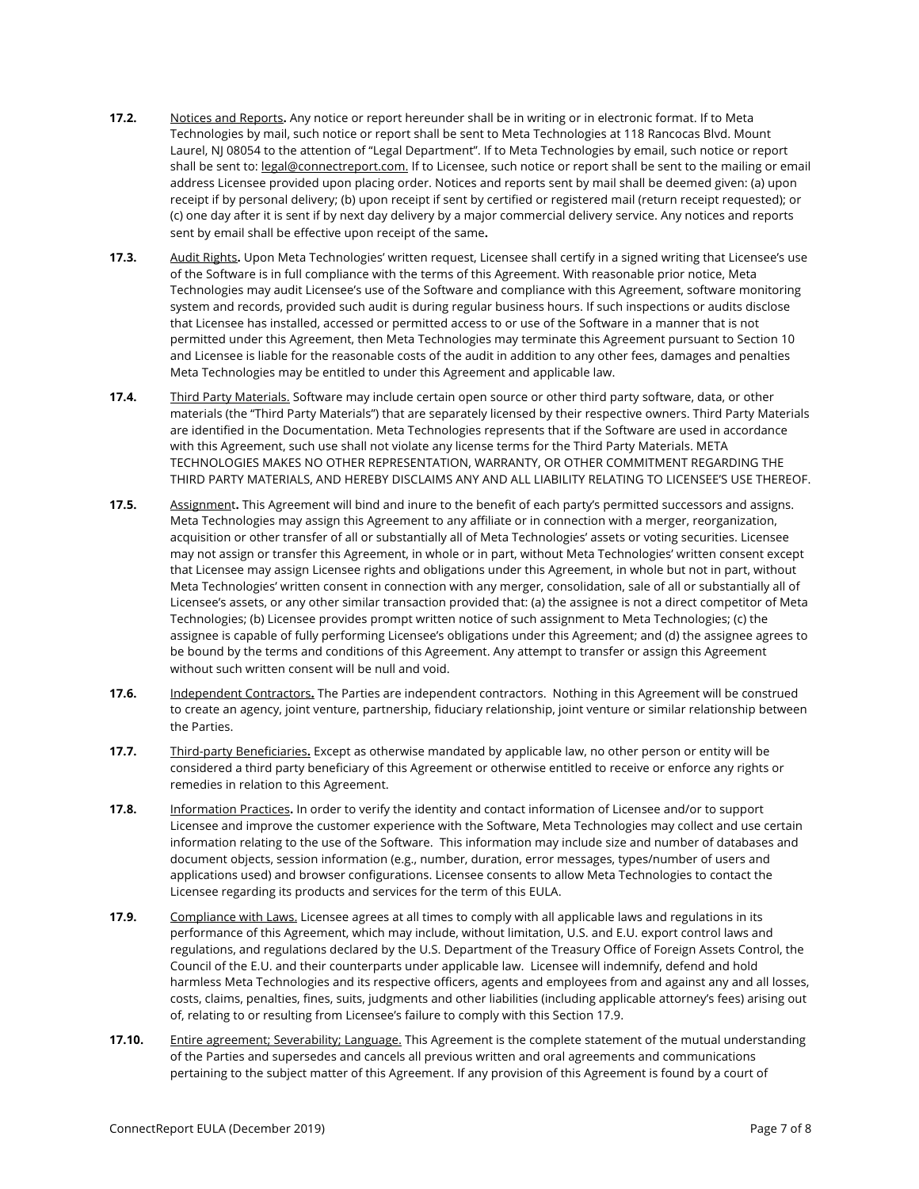**17.2.** Notices and Reports**.** Any notice or report hereunder shall be in writing or in electronic format. If to Meta Technologies by mail, such notice or report shall be sent to Meta Technologies at 118 Rancocas Blvd. Mount Laurel, NJ 08054 to the attention of "Legal Department". If to Meta Technologies by email, such notice or report shall be sent to: legal@connectreport.com. If to Licensee, such notice or report shall be sent to the mailing or email address Licensee provided upon placing order. Notices and reports sent by mail shall be deemed given: (a) upon receipt if by personal delivery; (b) upon receipt if sent by certified or registered mail (return receipt requested); or (c) one day after it is sent if by next day delivery by a major commercial delivery service. Any notices and reports sent by email shall be effective upon receipt of the same**.**

**17.3.** Audit Rights**.** Upon Meta Technologies' written request, Licensee shall certify in a signed writing that Licensee's use of the Software is in full compliance with the terms of this Agreement. With reasonable prior notice, Meta Technologies may audit Licensee's use of the Software and compliance with this Agreement, software monitoring system and records, provided such audit is during regular business hours. If such inspections or audits disclose that Licensee has installed, accessed or permitted access to or use of the Software in a manner that is not permitted under this Agreement, then Meta Technologies may terminate this Agreement pursuant to Section 10 and Licensee is liable for the reasonable costs of the audit in addition to any other fees, damages and penalties Meta Technologies may be entitled to under this Agreement and applicable law.

**17.4.** Third Party Materials. Software may include certain open source or other third party software, data, or other materials (the "Third Party Materials") that are separately licensed by their respective owners. Third Party Materials are identified in the Documentation. Meta Technologies represents that if the Software are used in accordance with this Agreement, such use shall not violate any license terms for the Third Party Materials. META TECHNOLOGIES MAKES NO OTHER REPRESENTATION, WARRANTY, OR OTHER COMMITMENT REGARDING THE THIRD PARTY MATERIALS, AND HEREBY DISCLAIMS ANY AND ALL LIABILITY RELATING TO LICENSEE'S USE THEREOF.

**17.5.** Assignment**.** This Agreement will bind and inure to the benefit of each party's permitted successors and assigns. Meta Technologies may assign this Agreement to any affiliate or in connection with a merger, reorganization, acquisition or other transfer of all or substantially all of Meta Technologies' assets or voting securities. Licensee may not assign or transfer this Agreement, in whole or in part, without Meta Technologies' written consent except that Licensee may assign Licensee rights and obligations under this Agreement, in whole but not in part, without Meta Technologies' written consent in connection with any merger, consolidation, sale of all or substantially all of Licensee's assets, or any other similar transaction provided that: (a) the assignee is not a direct competitor of Meta Technologies; (b) Licensee provides prompt written notice of such assignment to Meta Technologies; (c) the assignee is capable of fully performing Licensee's obligations under this Agreement; and (d) the assignee agrees to be bound by the terms and conditions of this Agreement. Any attempt to transfer or assign this Agreement without such written consent will be null and void.

**17.6.** Independent Contractors**.** The Parties are independent contractors. Nothing in this Agreement will be construed to create an agency, joint venture, partnership, fiduciary relationship, joint venture or similar relationship between the Parties.

**17.7.** Third-party Beneficiaries**.** Except as otherwise mandated by applicable law, no other person or entity will be considered a third party beneficiary of this Agreement or otherwise entitled to receive or enforce any rights or remedies in relation to this Agreement.

**17.8.** Information Practices**.** In order to verify the identity and contact information of Licensee and/or to support Licensee and improve the customer experience with the Software, Meta Technologies may collect and use certain information relating to the use of the Software. This information may include size and number of databases and document objects, session information (e.g., number, duration, error messages, types/number of users and applications used) and browser configurations. Licensee consents to allow Meta Technologies to contact the Licensee regarding its products and services for the term of this EULA.

**17.9.** Compliance with Laws. Licensee agrees at all times to comply with all applicable laws and regulations in its performance of this Agreement, which may include, without limitation, U.S. and E.U. export control laws and regulations, and regulations declared by the U.S. Department of the Treasury Office of Foreign Assets Control, the Council of the E.U. and their counterparts under applicable law. Licensee will indemnify, defend and hold harmless Meta Technologies and its respective officers, agents and employees from and against any and all losses, costs, claims, penalties, fines, suits, judgments and other liabilities (including applicable attorney's fees) arising out of, relating to or resulting from Licensee's failure to comply with this Section 17.9.

**17.10.** Entire agreement; Severability; Language. This Agreement is the complete statement of the mutual understanding of the Parties and supersedes and cancels all previous written and oral agreements and communications pertaining to the subject matter of this Agreement. If any provision of this Agreement is found by a court of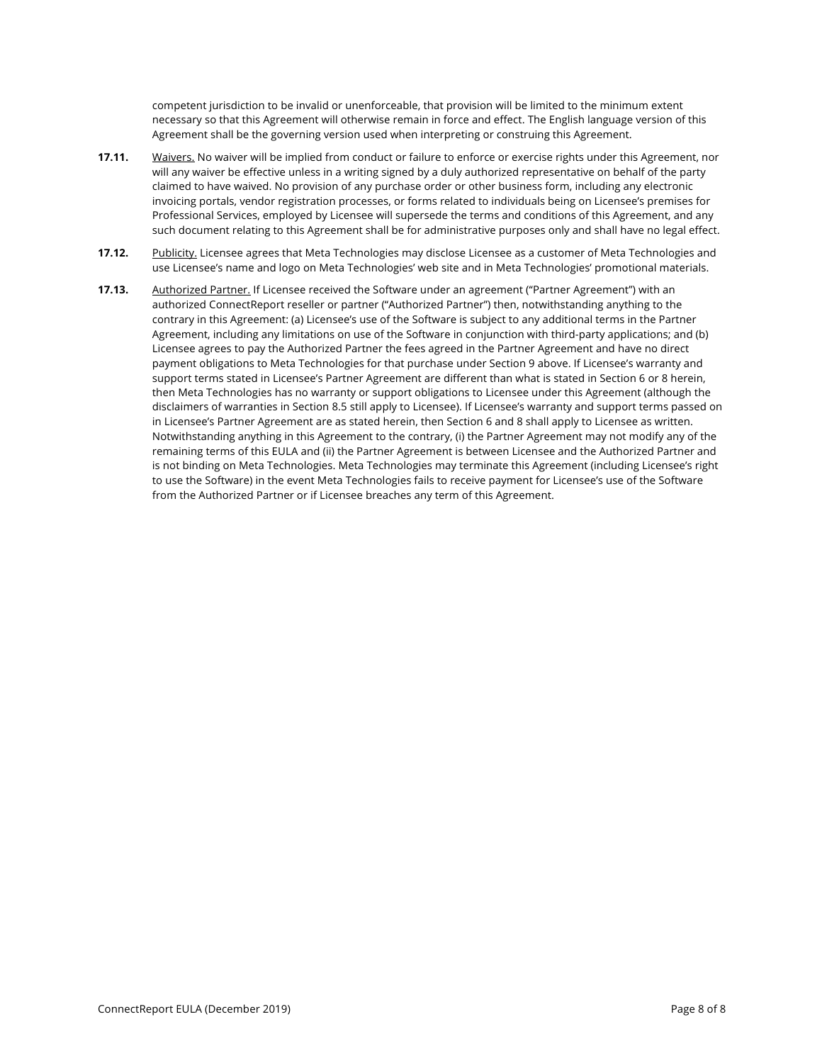competent jurisdiction to be invalid or unenforceable, that provision will be limited to the minimum extent necessary so that this Agreement will otherwise remain in force and effect. The English language version of this Agreement shall be the governing version used when interpreting or construing this Agreement.

**17.11.** Waivers. No waiver will be implied from conduct or failure to enforce or exercise rights under this Agreement, nor will any waiver be effective unless in a writing signed by a duly authorized representative on behalf of the party claimed to have waived. No provision of any purchase order or other business form, including any electronic invoicing portals, vendor registration processes, or forms related to individuals being on Licensee's premises for Professional Services, employed by Licensee will supersede the terms and conditions of this Agreement, and any such document relating to this Agreement shall be for administrative purposes only and shall have no legal effect.

**17.12.** Publicity. Licensee agrees that Meta Technologies may disclose Licensee as a customer of Meta Technologies and use Licensee's name and logo on Meta Technologies' web site and in Meta Technologies' promotional materials.

**17.13.** Authorized Partner. If Licensee received the Software under an agreement ("Partner Agreement") with an authorized ConnectReport reseller or partner ("Authorized Partner") then, notwithstanding anything to the contrary in this Agreement: (a) Licensee's use of the Software is subject to any additional terms in the Partner Agreement, including any limitations on use of the Software in conjunction with third-party applications; and (b) Licensee agrees to pay the Authorized Partner the fees agreed in the Partner Agreement and have no direct payment obligations to Meta Technologies for that purchase under Section 9 above. If Licensee's warranty and support terms stated in Licensee's Partner Agreement are different than what is stated in Section 6 or 8 herein, then Meta Technologies has no warranty or support obligations to Licensee under this Agreement (although the disclaimers of warranties in Section 8.5 still apply to Licensee). If Licensee's warranty and support terms passed on in Licensee's Partner Agreement are as stated herein, then Section 6 and 8 shall apply to Licensee as written. Notwithstanding anything in this Agreement to the contrary, (i) the Partner Agreement may not modify any of the remaining terms of this EULA and (ii) the Partner Agreement is between Licensee and the Authorized Partner and is not binding on Meta Technologies. Meta Technologies may terminate this Agreement (including Licensee's right to use the Software) in the event Meta Technologies fails to receive payment for Licensee's use of the Software from the Authorized Partner or if Licensee breaches any term of this Agreement.